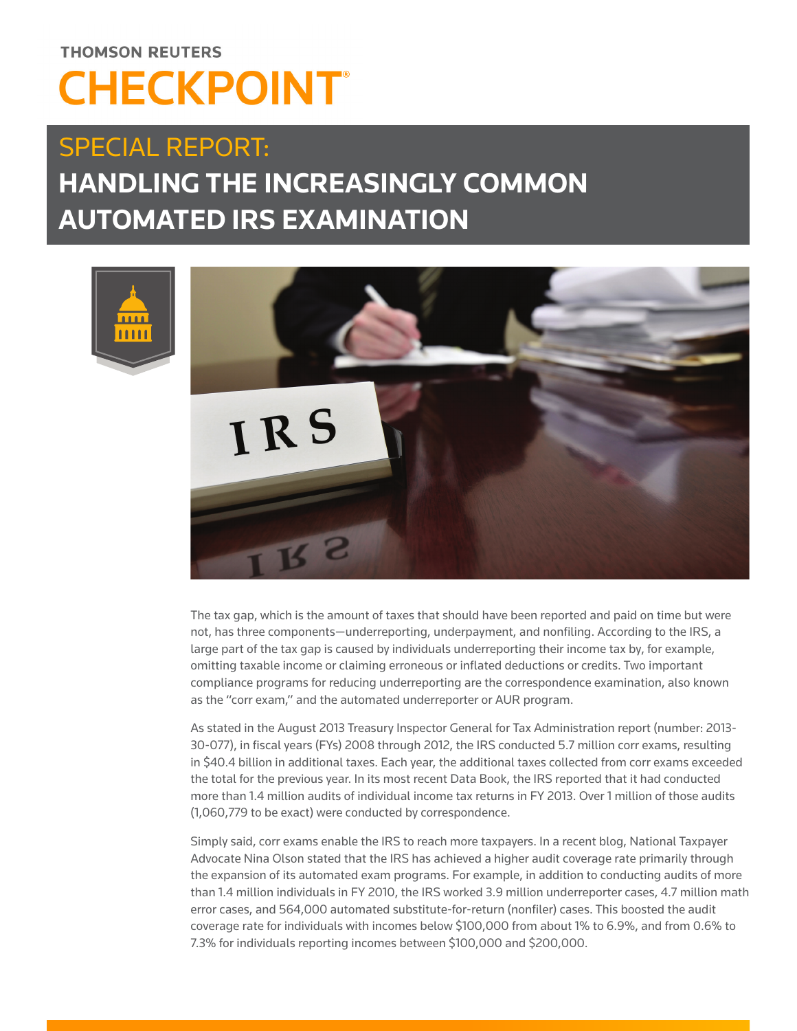THOMSON REUTERS

# CHECKPOINT®

## SPECIAL REPORT:

# HANDLING THE INCREASINGLY COMMON AUTOMATED IRS EXAMINATION

The tax gap, which is the amount of taxes that should have been reported and paid on time but were not, has three components—underreporting, underpayment, and nonfiling. According to the IRS, a large part of the tax gap is caused by individuals underreporting their income tax by, for example, omitting taxable income or claiming erroneous or inflated deductions or credits. Two important compliance programs for reducing underreporting are the correspondence examination, also known as the "corr exam," and the automated underreporter or AUR program.

As stated in the August 2013 Treasury Inspector General for Tax Administration report (number: 2013-30-077), in fiscal years (FYs) 2008 through 2012, the IRS conducted 5.7 million corr exams, resulting in $40.4 billion in additional taxes. Each year, the additional taxes collected from corr exams exceeded the total for the previous year. In its most recent Data Book, the IRS reported that it had conducted more than 1.4 million audits of individual income tax returns in FY 2013. Over 1 million of those audits (1,060,779 to be exact) were conducted by correspondence.

Simply said, corr exams enable the IRS to reach more taxpayers. In a recent blog, National Taxpayer Advocate Nina Olson stated that the IRS has achieved a higher audit coverage rate primarily through the expansion of its automated exam programs. For example, in addition to conducting audits of more than 1.4 million individuals in FY 2010, the IRS worked 3.9 million underreporter cases, 4.7 million math error cases, and 564,000 automated substitute-for-return (nonfiler) cases. This boosted the audit coverage rate for individuals with incomes below $100,000 from about 1% to 6.9%, and from 0.6% to 7.3% for individuals reporting incomes between $100,000 and $200,000.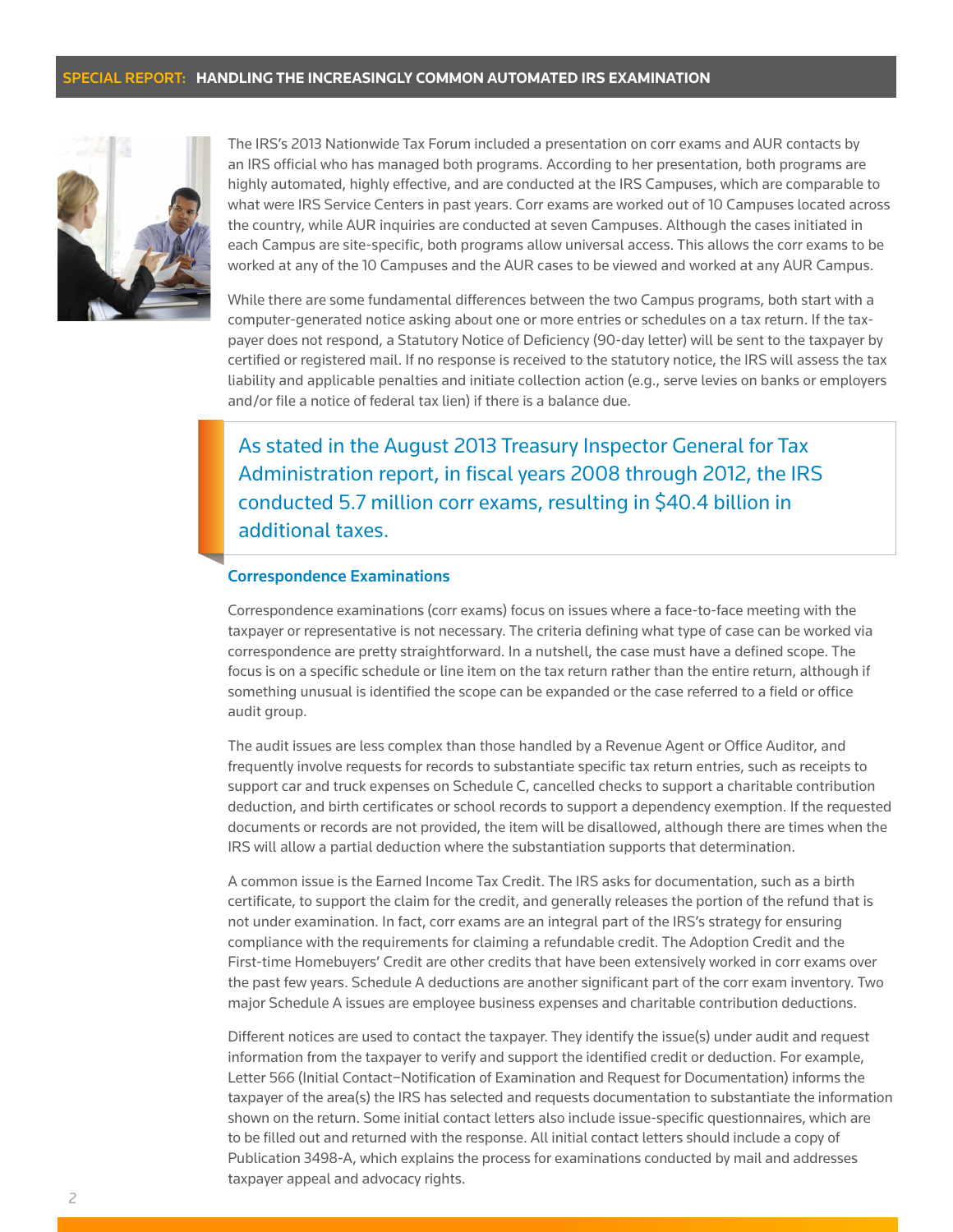The IRS's 2013 Nationwide Tax Forum included a presentation on corr exams and AUR contacts by an IRS official who has managed both programs. According to her presentation, both programs are highly automated, highly effective, and are conducted at the IRS Campuses, which are comparable to what were IRS Service Centers in past years. Corr exams are worked out of 10 Campuses located across the country, while AUR inquiries are conducted at seven Campuses. Although the cases initiated in each Campus are site-specific, both programs allow universal access. This allows the corr exams to be worked at any of the 10 Campuses and the AUR cases to be viewed and worked at any AUR Campus.

While there are some fundamental differences between the two Campus programs, both start with a computer-generated notice asking about one or more entries or schedules on a tax return. If the taxpayer does not respond, a Statutory Notice of Deficiency (90-day letter) will be sent to the taxpayer by certified or registered mail. If no response is received to the statutory notice, the IRS will assess the tax liability and applicable penalties and initiate collection action (e.g., serve levies on banks or employers and/or file a notice of federal tax lien) if there is a balance due.

> As stated in the August 2013 Treasury Inspector General for Tax Administration report, in fiscal years 2008 through 2012, the IRS conducted 5.7 million corr exams, resulting in $40.4 billion in additional taxes.

### Correspondence Examinations

Correspondence examinations (corr exams) focus on issues where a face-to-face meeting with the taxpayer or representative is not necessary. The criteria defining what type of case can be worked via correspondence are pretty straightforward. In a nutshell, the case must have a defined scope. The focus is on a specific schedule or line item on the tax return rather than the entire return, although if something unusual is identified the scope can be expanded or the case referred to a field or office audit group.

The audit issues are less complex than those handled by a Revenue Agent or Office Auditor, and frequently involve requests for records to substantiate specific tax return entries, such as receipts to support car and truck expenses on Schedule C, cancelled checks to support a charitable contribution deduction, and birth certificates or school records to support a dependency exemption. If the requested documents or records are not provided, the item will be disallowed, although there are times when the IRS will allow a partial deduction where the substantiation supports that determination.

A common issue is the Earned Income Tax Credit. The IRS asks for documentation, such as a birth certificate, to support the claim for the credit, and generally releases the portion of the refund that is not under examination. In fact, corr exams are an integral part of the IRS's strategy for ensuring compliance with the requirements for claiming a refundable credit. The Adoption Credit and the First-time Homebuyers' Credit are other credits that have been extensively worked in corr exams over the past few years. Schedule A deductions are another significant part of the corr exam inventory. Two major Schedule A issues are employee business expenses and charitable contribution deductions.

Different notices are used to contact the taxpayer. They identify the issue(s) under audit and request information from the taxpayer to verify and support the identified credit or deduction. For example, Letter 566 (Initial Contact–Notification of Examination and Request for Documentation) informs the taxpayer of the area(s) the IRS has selected and requests documentation to substantiate the information shown on the return. Some initial contact letters also include issue-specific questionnaires, which are to be filled out and returned with the response. All initial contact letters should include a copy of Publication 3498-A, which explains the process for examinations conducted by mail and addresses taxpayer appeal and advocacy rights.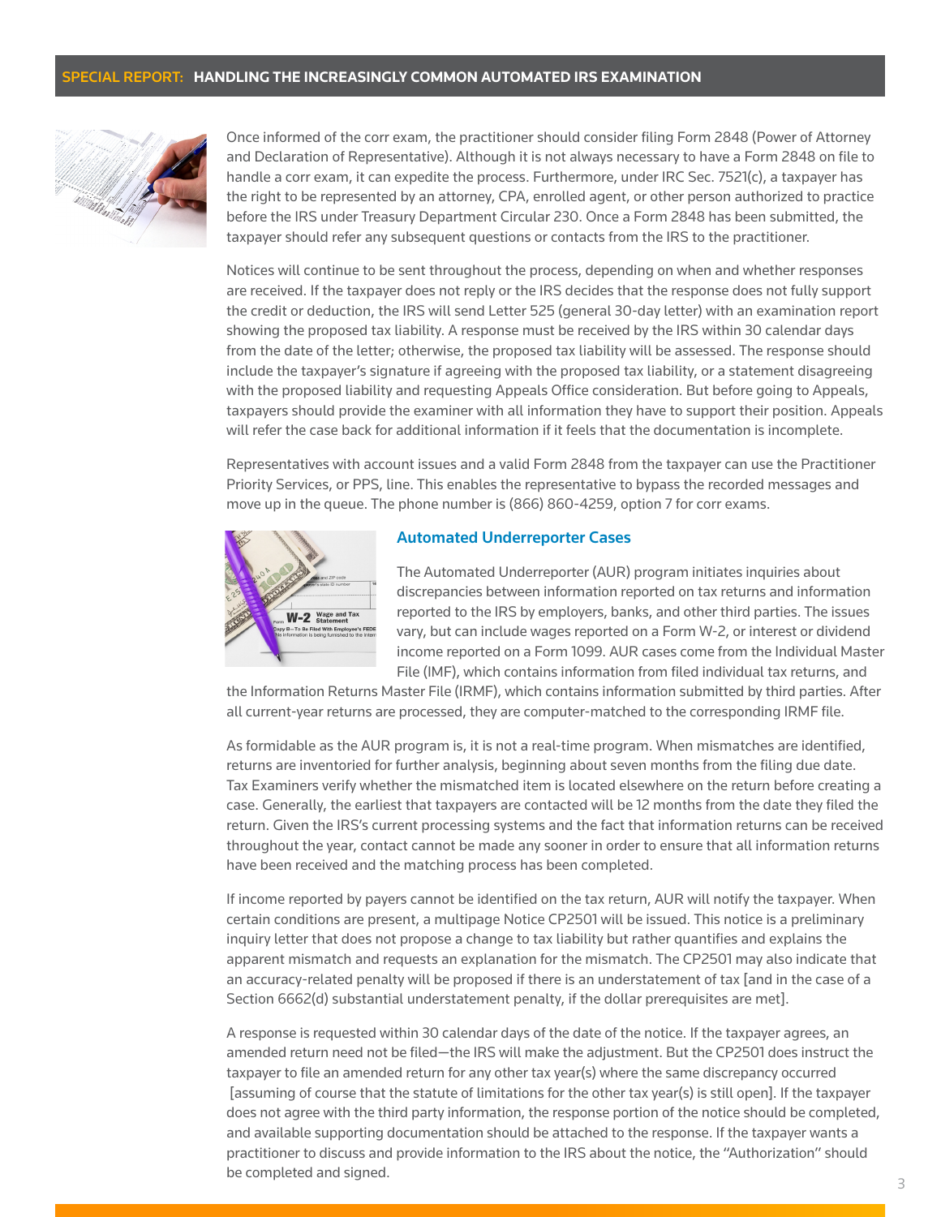Once informed of the corr exam, the practitioner should consider filing Form 2848 (Power of Attorney and Declaration of Representative). Although it is not always necessary to have a Form 2848 on file to handle a corr exam, it can expedite the process. Furthermore, under IRC Sec. 7521(c), a taxpayer has the right to be represented by an attorney, CPA, enrolled agent, or other person authorized to practice before the IRS under Treasury Department Circular 230. Once a Form 2848 has been submitted, the taxpayer should refer any subsequent questions or contacts from the IRS to the practitioner.

Notices will continue to be sent throughout the process, depending on when and whether responses are received. If the taxpayer does not reply or the IRS decides that the response does not fully support the credit or deduction, the IRS will send Letter 525 (general 30-day letter) with an examination report showing the proposed tax liability. A response must be received by the IRS within 30 calendar days from the date of the letter; otherwise, the proposed tax liability will be assessed. The response should include the taxpayer's signature if agreeing with the proposed tax liability, or a statement disagreeing with the proposed liability and requesting Appeals Office consideration. But before going to Appeals, taxpayers should provide the examiner with all information they have to support their position. Appeals will refer the case back for additional information if it feels that the documentation is incomplete.

Representatives with account issues and a valid Form 2848 from the taxpayer can use the Practitioner Priority Services, or PPS, line. This enables the representative to bypass the recorded messages and move up in the queue. The phone number is (866) 860-4259, option 7 for corr exams.

## Automated Underreporter Cases

The Automated Underreporter (AUR) program initiates inquiries about discrepancies between information reported on tax returns and information reported to the IRS by employers, banks, and other third parties. The issues vary, but can include wages reported on a Form W-2, or interest or dividend income reported on a Form 1099. AUR cases come from the Individual Master File (IMF), which contains information from filed individual tax returns, and the Information Returns Master File (IRMF), which contains information submitted by third parties. After all current-year returns are processed, they are computer-matched to the corresponding IRMF file.

As formidable as the AUR program is, it is not a real-time program. When mismatches are identified, returns are inventoried for further analysis, beginning about seven months from the filing due date. Tax Examiners verify whether the mismatched item is located elsewhere on the return before creating a case. Generally, the earliest that taxpayers are contacted will be 12 months from the date they filed the return. Given the IRS's current processing systems and the fact that information returns can be received throughout the year, contact cannot be made any sooner in order to ensure that all information returns have been received and the matching process has been completed.

If income reported by payers cannot be identified on the tax return, AUR will notify the taxpayer. When certain conditions are present, a multipage Notice CP2501 will be issued. This notice is a preliminary inquiry letter that does not propose a change to tax liability but rather quantifies and explains the apparent mismatch and requests an explanation for the mismatch. The CP2501 may also indicate that an accuracy-related penalty will be proposed if there is an understatement of tax [and in the case of a Section 6662(d) substantial understatement penalty, if the dollar prerequisites are met].

A response is requested within 30 calendar days of the date of the notice. If the taxpayer agrees, an amended return need not be filed—the IRS will make the adjustment. But the CP2501 does instruct the taxpayer to file an amended return for any other tax year(s) where the same discrepancy occurred [assuming of course that the statute of limitations for the other tax year(s) is still open]. If the taxpayer does not agree with the third party information, the response portion of the notice should be completed, and available supporting documentation should be attached to the response. If the taxpayer wants a practitioner to discuss and provide information to the IRS about the notice, the "Authorization" should be completed and signed.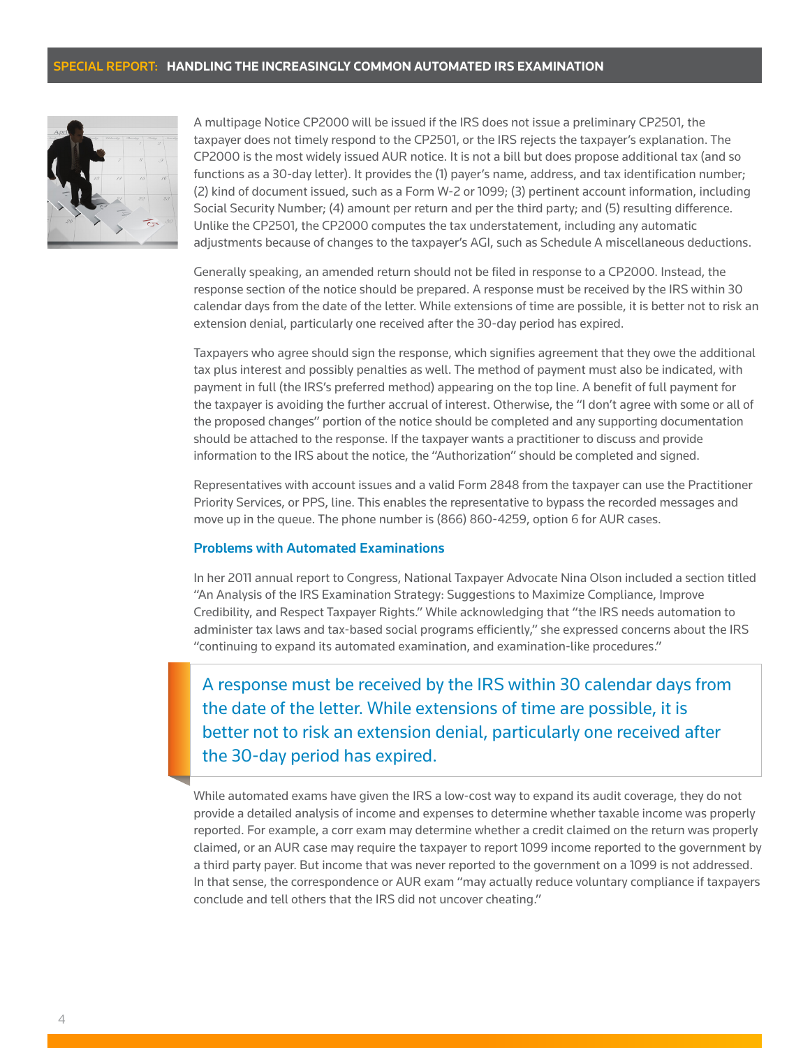A multipage Notice CP2000 will be issued if the IRS does not issue a preliminary CP2501, the taxpayer does not timely respond to the CP2501, or the IRS rejects the taxpayer's explanation. The CP2000 is the most widely issued AUR notice. It is not a bill but does propose additional tax (and so functions as a 30-day letter). It provides the (1) payer's name, address, and tax identification number; (2) kind of document issued, such as a Form W-2 or 1099; (3) pertinent account information, including Social Security Number; (4) amount per return and per the third party; and (5) resulting difference. Unlike the CP2501, the CP2000 computes the tax understatement, including any automatic adjustments because of changes to the taxpayer's AGI, such as Schedule A miscellaneous deductions.

Generally speaking, an amended return should not be filed in response to a CP2000. Instead, the response section of the notice should be prepared. A response must be received by the IRS within 30 calendar days from the date of the letter. While extensions of time are possible, it is better not to risk an extension denial, particularly one received after the 30-day period has expired.

Taxpayers who agree should sign the response, which signifies agreement that they owe the additional tax plus interest and possibly penalties as well. The method of payment must also be indicated, with payment in full (the IRS's preferred method) appearing on the top line. A benefit of full payment for the taxpayer is avoiding the further accrual of interest. Otherwise, the "I don't agree with some or all of the proposed changes" portion of the notice should be completed and any supporting documentation should be attached to the response. If the taxpayer wants a practitioner to discuss and provide information to the IRS about the notice, the "Authorization" should be completed and signed.

Representatives with account issues and a valid Form 2848 from the taxpayer can use the Practitioner Priority Services, or PPS, line. This enables the representative to bypass the recorded messages and move up in the queue. The phone number is (866) 860-4259, option 6 for AUR cases.

### Problems with Automated Examinations

In her 2011 annual report to Congress, National Taxpayer Advocate Nina Olson included a section titled "An Analysis of the IRS Examination Strategy: Suggestions to Maximize Compliance, Improve Credibility, and Respect Taxpayer Rights." While acknowledging that "the IRS needs automation to administer tax laws and tax-based social programs efficiently," she expressed concerns about the IRS "continuing to expand its automated examination, and examination-like procedures."

> A response must be received by the IRS within 30 calendar days from the date of the letter. While extensions of time are possible, it is better not to risk an extension denial, particularly one received after the 30-day period has expired.

While automated exams have given the IRS a low-cost way to expand its audit coverage, they do not provide a detailed analysis of income and expenses to determine whether taxable income was properly reported. For example, a corr exam may determine whether a credit claimed on the return was properly claimed, or an AUR case may require the taxpayer to report 1099 income reported to the government by a third party payer. But income that was never reported to the government on a 1099 is not addressed. In that sense, the correspondence or AUR exam "may actually reduce voluntary compliance if taxpayers conclude and tell others that the IRS did not uncover cheating."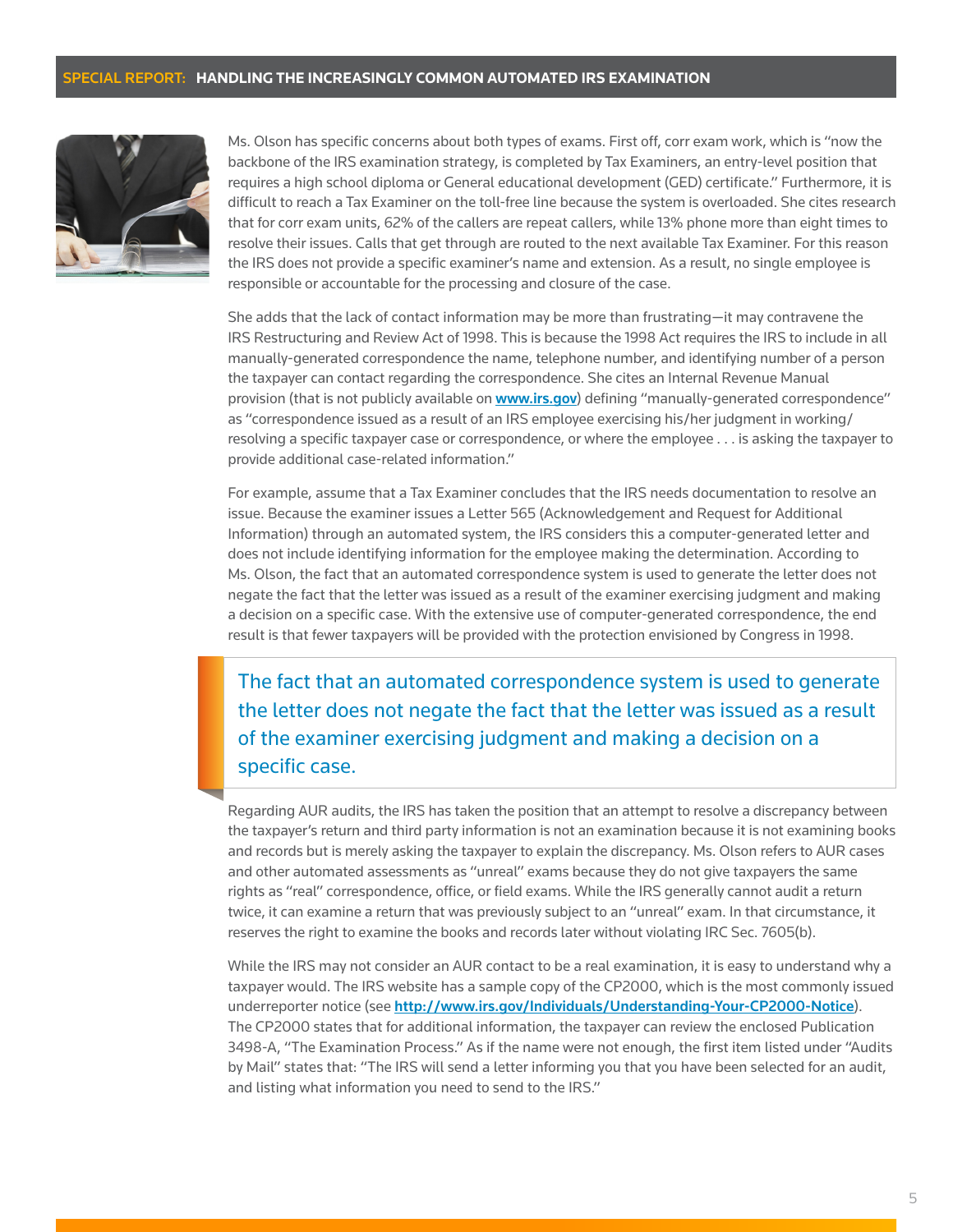Ms. Olson has specific concerns about both types of exams. First off, corr exam work, which is "now the backbone of the IRS examination strategy, is completed by Tax Examiners, an entry-level position that requires a high school diploma or General educational development (GED) certificate." Furthermore, it is difficult to reach a Tax Examiner on the toll-free line because the system is overloaded. She cites research that for corr exam units, 62% of the callers are repeat callers, while 13% phone more than eight times to resolve their issues. Calls that get through are routed to the next available Tax Examiner. For this reason the IRS does not provide a specific examiner's name and extension. As a result, no single employee is responsible or accountable for the processing and closure of the case.

She adds that the lack of contact information may be more than frustrating—it may contravene the IRS Restructuring and Review Act of 1998. This is because the 1998 Act requires the IRS to include in all manually-generated correspondence the name, telephone number, and identifying number of a person the taxpayer can contact regarding the correspondence. She cites an Internal Revenue Manual provision (that is not publicly available on **www.irs.gov**) defining "manually-generated correspondence" as "correspondence issued as a result of an IRS employee exercising his/her judgment in working/resolving a specific taxpayer case or correspondence, or where the employee . . . is asking the taxpayer to provide additional case-related information."

For example, assume that a Tax Examiner concludes that the IRS needs documentation to resolve an issue. Because the examiner issues a Letter 565 (Acknowledgement and Request for Additional Information) through an automated system, the IRS considers this a computer-generated letter and does not include identifying information for the employee making the determination. According to Ms. Olson, the fact that an automated correspondence system is used to generate the letter does not negate the fact that the letter was issued as a result of the examiner exercising judgment and making a decision on a specific case. With the extensive use of computer-generated correspondence, the end result is that fewer taxpayers will be provided with the protection envisioned by Congress in 1998.

> The fact that an automated correspondence system is used to generate the letter does not negate the fact that the letter was issued as a result of the examiner exercising judgment and making a decision on a specific case.

Regarding AUR audits, the IRS has taken the position that an attempt to resolve a discrepancy between the taxpayer's return and third party information is not an examination because it is not examining books and records but is merely asking the taxpayer to explain the discrepancy. Ms. Olson refers to AUR cases and other automated assessments as "unreal" exams because they do not give taxpayers the same rights as "real" correspondence, office, or field exams. While the IRS generally cannot audit a return twice, it can examine a return that was previously subject to an "unreal" exam. In that circumstance, it reserves the right to examine the books and records later without violating IRC Sec. 7605(b).

While the IRS may not consider an AUR contact to be a real examination, it is easy to understand why a taxpayer would. The IRS website has a sample copy of the CP2000, which is the most commonly issued underreporter notice (see **http://www.irs.gov/Individuals/Understanding-Your-CP2000-Notice**). The CP2000 states that for additional information, the taxpayer can review the enclosed Publication 3498-A, "The Examination Process." As if the name were not enough, the first item listed under "Audits by Mail" states that: "The IRS will send a letter informing you that you have been selected for an audit, and listing what information you need to send to the IRS."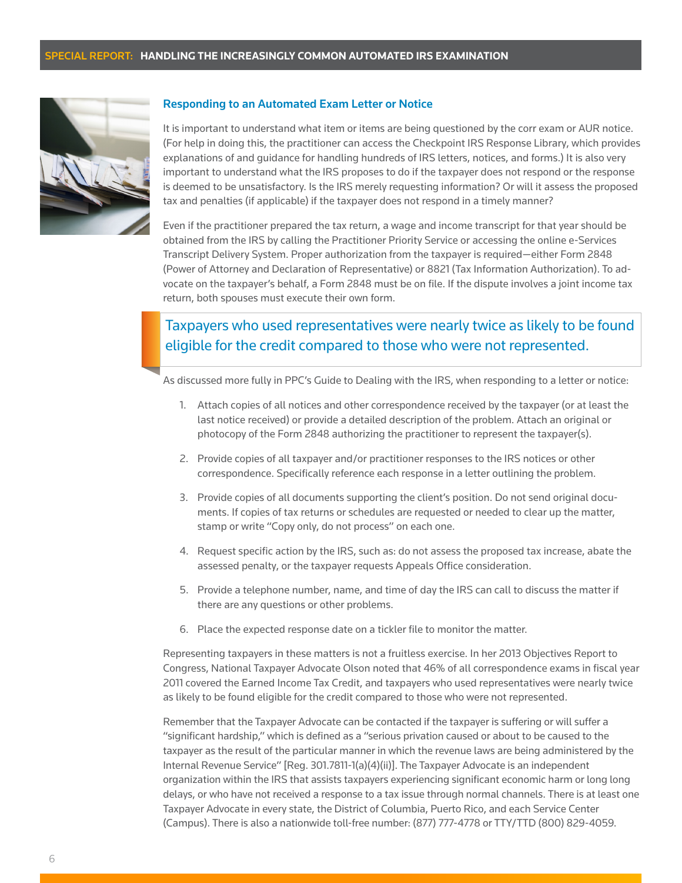## Responding to an Automated Exam Letter or Notice

It is important to understand what item or items are being questioned by the corr exam or AUR notice. (For help in doing this, the practitioner can access the Checkpoint IRS Response Library, which provides explanations of and guidance for handling hundreds of IRS letters, notices, and forms.) It is also very important to understand what the IRS proposes to do if the taxpayer does not respond or the response is deemed to be unsatisfactory. Is the IRS merely requesting information? Or will it assess the proposed tax and penalties (if applicable) if the taxpayer does not respond in a timely manner?

Even if the practitioner prepared the tax return, a wage and income transcript for that year should be obtained from the IRS by calling the Practitioner Priority Service or accessing the online e-Services Transcript Delivery System. Proper authorization from the taxpayer is required—either Form 2848 (Power of Attorney and Declaration of Representative) or 8821 (Tax Information Authorization). To advocate on the taxpayer's behalf, a Form 2848 must be on file. If the dispute involves a joint income tax return, both spouses must execute their own form.

> Taxpayers who used representatives were nearly twice as likely to be found eligible for the credit compared to those who were not represented.

As discussed more fully in PPC's Guide to Dealing with the IRS, when responding to a letter or notice:

1. Attach copies of all notices and other correspondence received by the taxpayer (or at least the last notice received) or provide a detailed description of the problem. Attach an original or photocopy of the Form 2848 authorizing the practitioner to represent the taxpayer(s).
2. Provide copies of all taxpayer and/or practitioner responses to the IRS notices or other correspondence. Specifically reference each response in a letter outlining the problem.
3. Provide copies of all documents supporting the client's position. Do not send original documents. If copies of tax returns or schedules are requested or needed to clear up the matter, stamp or write "Copy only, do not process" on each one.
4. Request specific action by the IRS, such as: do not assess the proposed tax increase, abate the assessed penalty, or the taxpayer requests Appeals Office consideration.
5. Provide a telephone number, name, and time of day the IRS can call to discuss the matter if there are any questions or other problems.
6. Place the expected response date on a tickler file to monitor the matter.

Representing taxpayers in these matters is not a fruitless exercise. In her 2013 Objectives Report to Congress, National Taxpayer Advocate Olson noted that 46% of all correspondence exams in fiscal year 2011 covered the Earned Income Tax Credit, and taxpayers who used representatives were nearly twice as likely to be found eligible for the credit compared to those who were not represented.

Remember that the Taxpayer Advocate can be contacted if the taxpayer is suffering or will suffer a "significant hardship," which is defined as a "serious privation caused or about to be caused to the taxpayer as the result of the particular manner in which the revenue laws are being administered by the Internal Revenue Service" [Reg. 301.7811-1(a)(4)(ii)]. The Taxpayer Advocate is an independent organization within the IRS that assists taxpayers experiencing significant economic harm or long long delays, or who have not received a response to a tax issue through normal channels. There is at least one Taxpayer Advocate in every state, the District of Columbia, Puerto Rico, and each Service Center (Campus). There is also a nationwide toll-free number: (877) 777-4778 or TTY/TTD (800) 829-4059.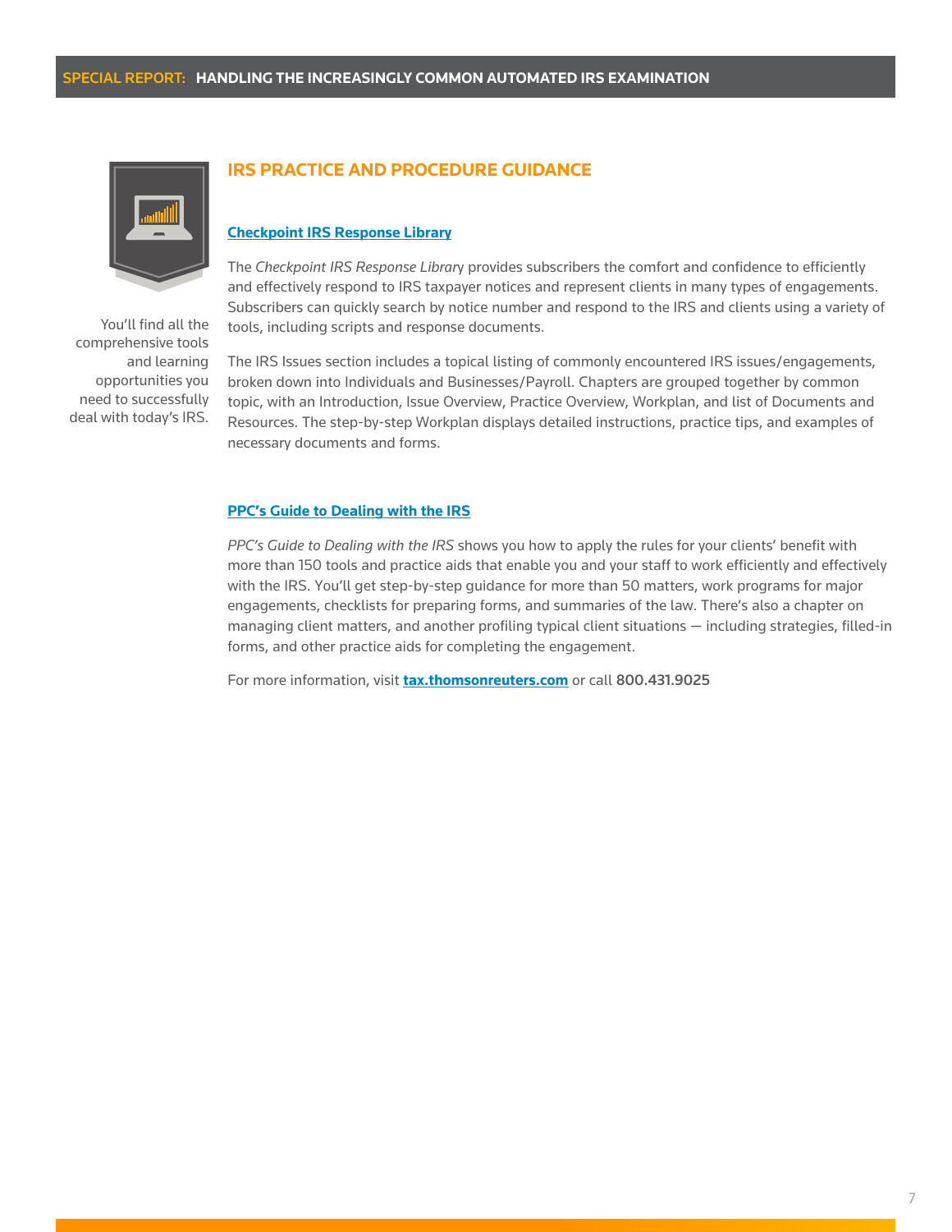## IRS PRACTICE AND PROCEDURE GUIDANCE

You'll find all the comprehensive tools and learning opportunities you need to successfully deal with today's IRS.

### Checkpoint IRS Response Library

The *Checkpoint IRS Response Library* provides subscribers the comfort and confidence to efficiently and effectively respond to IRS taxpayer notices and represent clients in many types of engagements. Subscribers can quickly search by notice number and respond to the IRS and clients using a variety of tools, including scripts and response documents.

The IRS Issues section includes a topical listing of commonly encountered IRS issues/engagements, broken down into Individuals and Businesses/Payroll. Chapters are grouped together by common topic, with an Introduction, Issue Overview, Practice Overview, Workplan, and list of Documents and Resources. The step-by-step Workplan displays detailed instructions, practice tips, and examples of necessary documents and forms.

### PPC's Guide to Dealing with the IRS

*PPC's Guide to Dealing with the IRS* shows you how to apply the rules for your clients' benefit with more than 150 tools and practice aids that enable you and your staff to work efficiently and effectively with the IRS. You'll get step-by-step guidance for more than 50 matters, work programs for major engagements, checklists for preparing forms, and summaries of the law. There's also a chapter on managing client matters, and another profiling typical client situations — including strategies, filled-in forms, and other practice aids for completing the engagement.

For more information, visit **tax.thomsonreuters.com** or call **800.431.9025**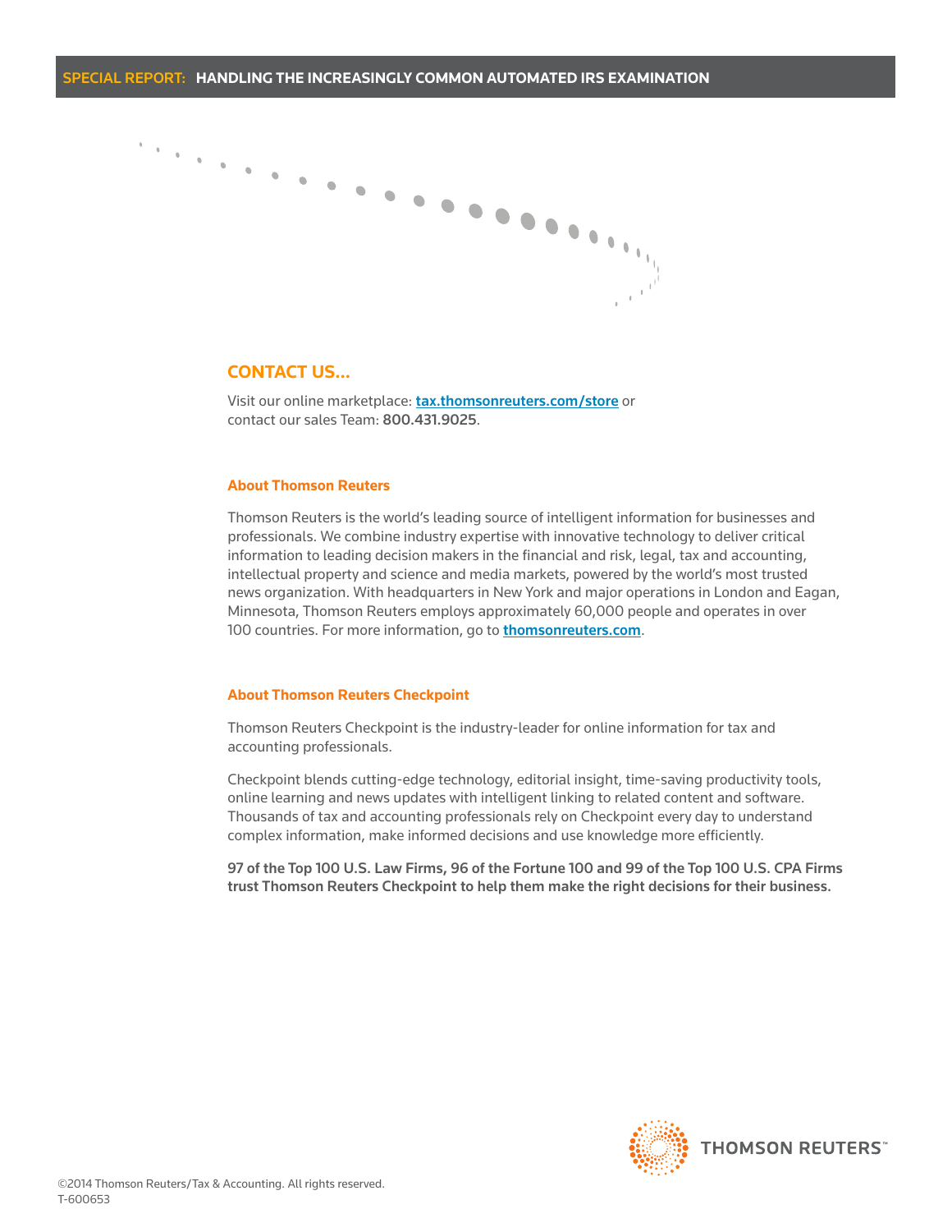## CONTACT US...

Visit our online marketplace: **tax.thomsonreuters.com/store** or contact our sales Team: **800.431.9025**.

### About Thomson Reuters

Thomson Reuters is the world's leading source of intelligent information for businesses and professionals. We combine industry expertise with innovative technology to deliver critical information to leading decision makers in the financial and risk, legal, tax and accounting, intellectual property and science and media markets, powered by the world's most trusted news organization. With headquarters in New York and major operations in London and Eagan, Minnesota, Thomson Reuters employs approximately 60,000 people and operates in over 100 countries. For more information, go to **thomsonreuters.com**.

### About Thomson Reuters Checkpoint

Thomson Reuters Checkpoint is the industry-leader for online information for tax and accounting professionals.

Checkpoint blends cutting-edge technology, editorial insight, time-saving productivity tools, online learning and news updates with intelligent linking to related content and software. Thousands of tax and accounting professionals rely on Checkpoint every day to understand complex information, make informed decisions and use knowledge more efficiently.

**97 of the Top 100 U.S. Law Firms, 96 of the Fortune 100 and 99 of the Top 100 U.S. CPA Firms trust Thomson Reuters Checkpoint to help them make the right decisions for their business.**

THOMSON REUTERS™

©2014 Thomson Reuters/Tax & Accounting. All rights reserved.
T-600653